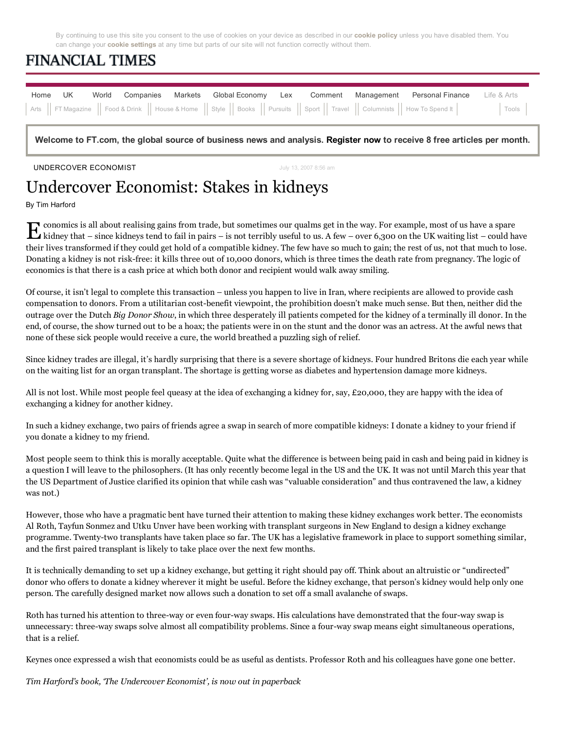UNDERCOVER ECONOMIST

July 13, 2007 8:56 am

# Undercover Economist: Stakes in kidneys

By Tim Harford

Economics is all about realising gains from trade, but sometimes our qualms get in the way. For example, most of us have a spare kidney that – since kidneys tend to fail in pairs – is not terribly useful to us. A few – over 6,300 on the UK waiting list – could have their lives transformed if they could get hold of a compatible kidney. The few have so much to gain; the rest of us, not that much to lose. Donating a kidney is not risk-free: it kills three out of 10,000 donors, which is three times the death rate from pregnancy. The logic of economics is that there is a cash price at which both donor and recipient would walk away smiling.

Of course, it isn't legal to complete this transaction – unless you happen to live in Iran, where recipients are allowed to provide cash compensation to donors. From a utilitarian cost-benefit viewpoint, the prohibition doesn't make much sense. But then, neither did the outrage over the Dutch *Big Donor Show*, in which three desperately ill patients competed for the kidney of a terminally ill donor. In the end, of course, the show turned out to be a hoax; the patients were in on the stunt and the donor was an actress. At the awful news that none of these sick people would receive a cure, the world breathed a puzzling sigh of relief.

Since kidney trades are illegal, it's hardly surprising that there is a severe shortage of kidneys. Four hundred Britons die each year while on the waiting list for an organ transplant. The shortage is getting worse as diabetes and hypertension damage more kidneys.

All is not lost. While most people feel queasy at the idea of exchanging a kidney for, say, £20,000, they are happy with the idea of exchanging a kidney for another kidney.

In such a kidney exchange, two pairs of friends agree a swap in search of more compatible kidneys: I donate a kidney to your friend if you donate a kidney to my friend.

Most people seem to think this is morally acceptable. Quite what the difference is between being paid in cash and being paid in kidney is a question I will leave to the philosophers. (It has only recently become legal in the US and the UK. It was not until March this year that the US Department of Justice clarified its opinion that while cash was "valuable consideration" and thus contravened the law, a kidney was not.)

However, those who have a pragmatic bent have turned their attention to making these kidney exchanges work better. The economists Al Roth, Tayfun Sonmez and Utku Unver have been working with transplant surgeons in New England to design a kidney exchange programme. Twenty-two transplants have taken place so far. The UK has a legislative framework in place to support something similar, and the first paired transplant is likely to take place over the next few months.

It is technically demanding to set up a kidney exchange, but getting it right should pay off. Think about an altruistic or "undirected" donor who offers to donate a kidney wherever it might be useful. Before the kidney exchange, that person's kidney would help only one person. The carefully designed market now allows such a donation to set off a small avalanche of swaps.

Roth has turned his attention to three-way or even four-way swaps. His calculations have demonstrated that the four-way swap is unnecessary: three-way swaps solve almost all compatibility problems. Since a four-way swap means eight simultaneous operations, that is a relief.

Keynes once expressed a wish that economists could be as useful as dentists. Professor Roth and his colleagues have gone one better.

*Tim Harford's book, 'The Undercover Economist', is now out in paperback*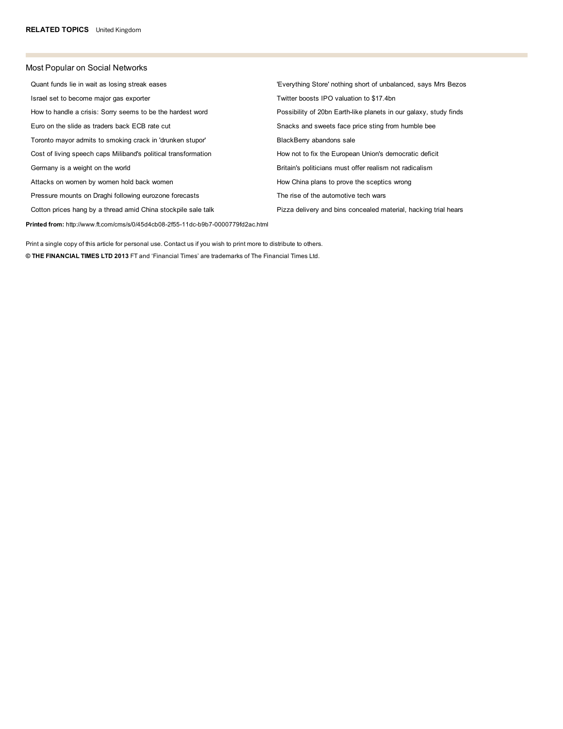**RELATED TOPICS** United Kingdom

## Most Popular on Social Networks

- Quant funds lie in wait as losing streak eases
- Israel set to become major gas exporter
- How to handle a crisis: Sorry seems to be the hardest word
- Euro on the slide as traders back ECB rate cut
- Toronto mayor admits to smoking crack in 'drunken stupor'
- Cost of living speech caps Miliband's political transformation
- Germany is a weight on the world
- Attacks on women by women hold back women
- Pressure mounts on Draghi following eurozone forecasts
- Cotton prices hang by a thread amid China stockpile sale talk
- 'Everything Store' nothing short of unbalanced, says Mrs Bezos
- Twitter boosts IPO valuation to $17.4bn
- Possibility of 20bn Earth-like planets in our galaxy, study finds
- Snacks and sweets face price sting from humble bee
- BlackBerry abandons sale
- How not to fix the European Union's democratic deficit
- Britain's politicians must offer realism not radicalism
- How China plans to prove the sceptics wrong
- The rise of the automotive tech wars
- Pizza delivery and bins concealed material, hacking trial hears

**Printed from:** http://www.ft.com/cms/s/0/45d4cb08-2f55-11dc-b9b7-0000779fd2ac.html

Print a single copy of this article for personal use. Contact us if you wish to print more to distribute to others.

**© THE FINANCIAL TIMES LTD 2013** FT and 'Financial Times' are trademarks of The Financial Times Ltd.